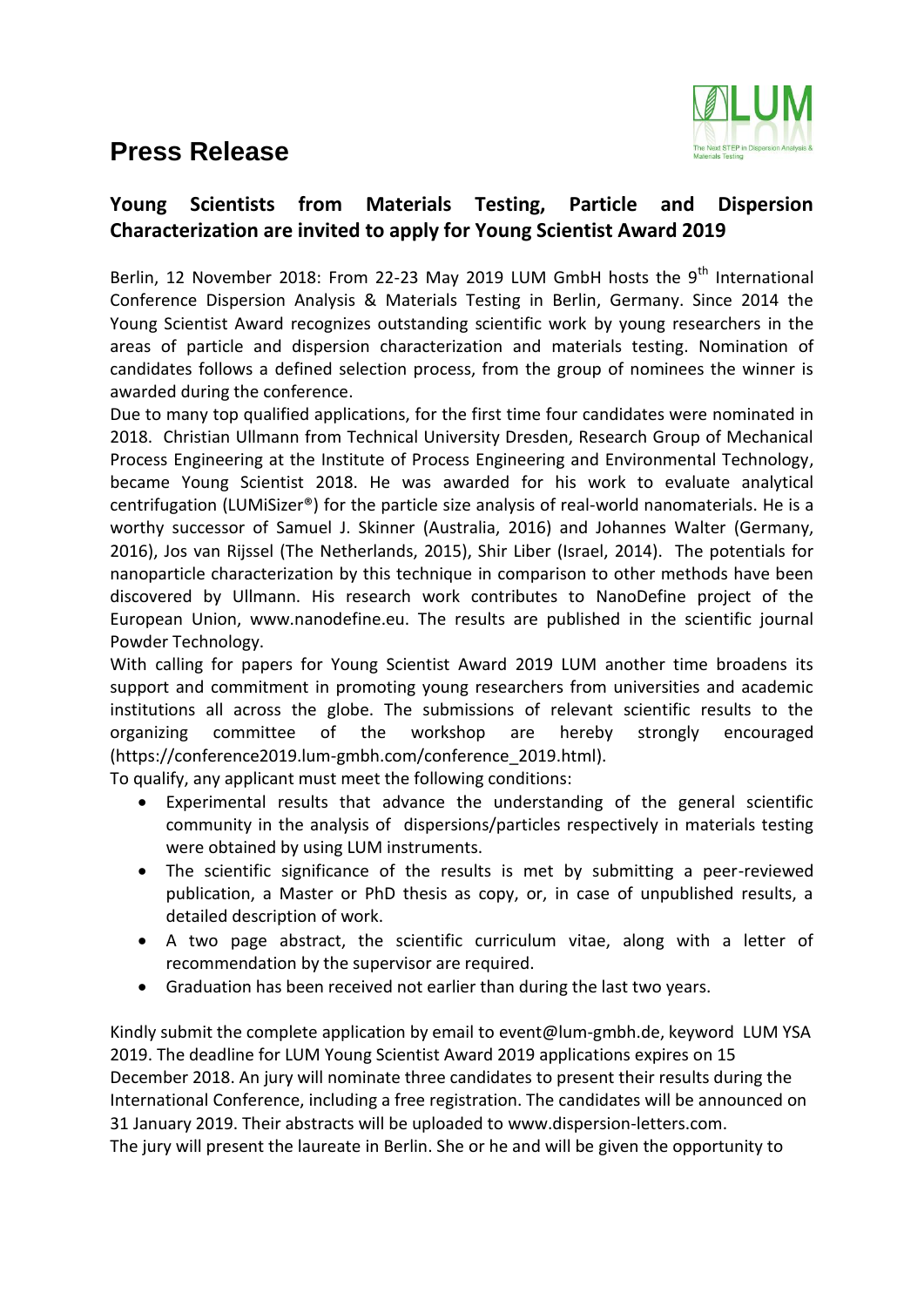# Press Release

## Young Scientists from Materials Testing, Particle and Dispersion Characterization are invited to apply for Young Scientist Award 2019

Berlin, 12 November 2018: From 22-23 May 2019 LUM GmbH hosts the 9th International Conference Dispersion Analysis & Materials Testing in Berlin, Germany. Since 2014 the Young Scientist Award recognizes outstanding scientific work by young researchers in the areas of particle and dispersion characterization and materials testing. Nomination of candidates follows a defined selection process, from the group of nominees the winner is awarded during the conference.

Due to many top qualified applications, for the first time four candidates were nominated in 2018. Christian Ullmann from Technical University Dresden, Research Group of Mechanical Process Engineering at the Institute of Process Engineering and Environmental Technology, became Young Scientist 2018. He was awarded for his work to evaluate analytical centrifugation (LUMiSizer®) for the particle size analysis of real-world nanomaterials. He is a worthy successor of Samuel J. Skinner (Australia, 2016) and Johannes Walter (Germany, 2016), Jos van Rijssel (The Netherlands, 2015), Shir Liber (Israel, 2014). The potentials for nanoparticle characterization by this technique in comparison to other methods have been discovered by Ullmann. His research work contributes to NanoDefine project of the European Union, www.nanodefine.eu. The results are published in the scientific journal Powder Technology.

With calling for papers for Young Scientist Award 2019 LUM another time broadens its support and commitment in promoting young researchers from universities and academic institutions all across the globe. The submissions of relevant scientific results to the organizing committee of the workshop are hereby strongly encouraged (https://conference2019.lum-gmbh.com/conference_2019.html).

To qualify, any applicant must meet the following conditions:

- Experimental results that advance the understanding of the general scientific community in the analysis of dispersions/particles respectively in materials testing were obtained by using LUM instruments.
- The scientific significance of the results is met by submitting a peer-reviewed publication, a Master or PhD thesis as copy, or, in case of unpublished results, a detailed description of work.
- A two page abstract, the scientific curriculum vitae, along with a letter of recommendation by the supervisor are required.
- Graduation has been received not earlier than during the last two years.

Kindly submit the complete application by email to event@lum-gmbh.de, keyword LUM YSA 2019. The deadline for LUM Young Scientist Award 2019 applications expires on 15 December 2018. An jury will nominate three candidates to present their results during the International Conference, including a free registration. The candidates will be announced on 31 January 2019. Their abstracts will be uploaded to www.dispersion-letters.com.

The jury will present the laureate in Berlin. She or he and will be given the opportunity to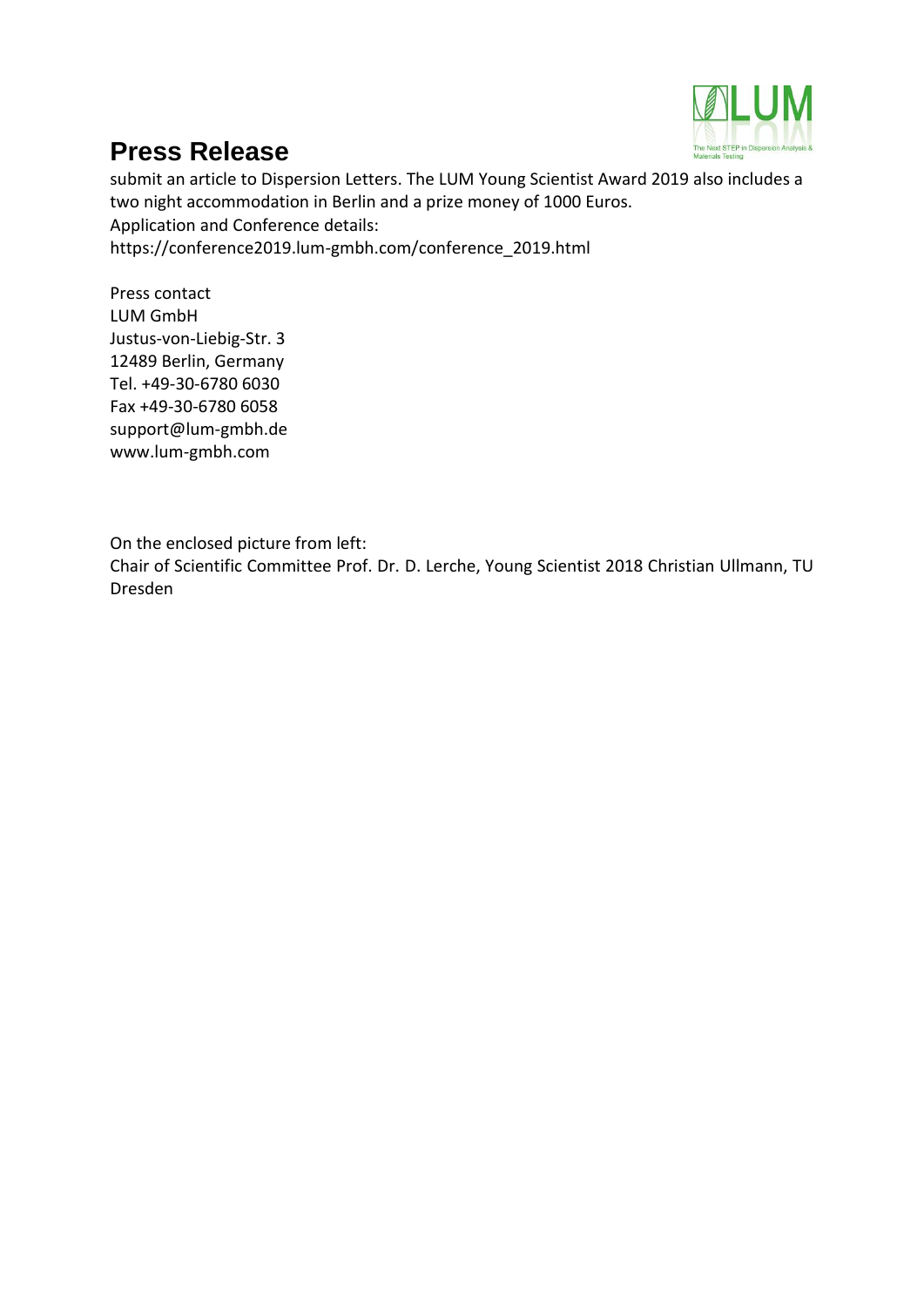# Press Release

submit an article to Dispersion Letters. The LUM Young Scientist Award 2019 also includes a two night accommodation in Berlin and a prize money of 1000 Euros.
Application and Conference details:
https://conference2019.lum-gmbh.com/conference_2019.html

Press contact
LUM GmbH
Justus-von-Liebig-Str. 3
12489 Berlin, Germany
Tel. +49-30-6780 6030
Fax +49-30-6780 6058
support@lum-gmbh.de
www.lum-gmbh.com

On the enclosed picture from left:
Chair of Scientific Committee Prof. Dr. D. Lerche, Young Scientist 2018 Christian Ullmann, TU Dresden